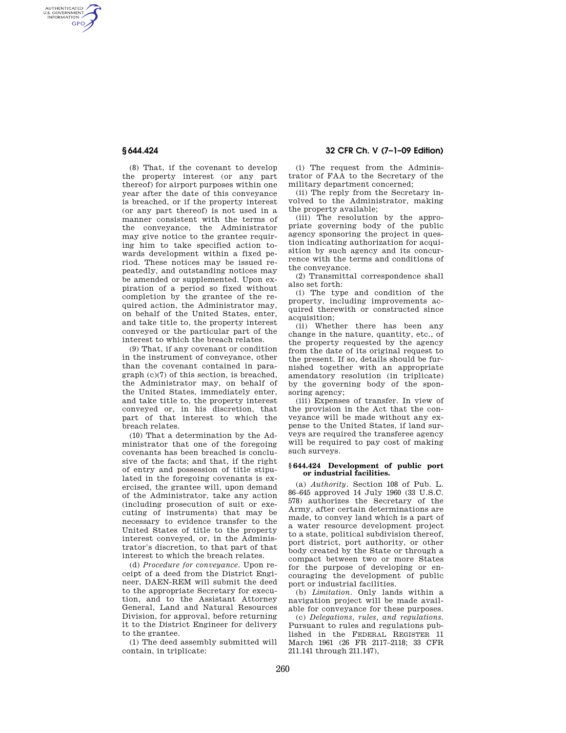(8) That, if the covenant to develop the property interest (or any part thereof) for airport purposes within one year after the date of this conveyance is breached, or if the property interest (or any part thereof) is not used in a manner consistent with the terms of the conveyance, the Administrator may give notice to the grantee requiring him to take specified action towards development within a fixed period. These notices may be issued repeatedly, and outstanding notices may be amended or supplemented. Upon expiration of a period so fixed without completion by the grantee of the required action, the Administrator may, on behalf of the United States, enter, and take title to, the property interest conveyed or the particular part of the interest to which the breach relates.

(9) That, if any covenant or condition in the instrument of conveyance, other than the covenant contained in paragraph (c)(7) of this section, is breached, the Administrator may, on behalf of the United States, immediately enter, and take title to, the property interest conveyed or, in his discretion, that part of that interest to which the breach relates.

(10) That a determination by the Administrator that one of the foregoing covenants has been breached is conclusive of the facts; and that, if the right of entry and possession of title stipulated in the foregoing covenants is exercised, the grantee will, upon demand of the Administrator, take any action (including prosecution of suit or executing of instruments) that may be necessary to evidence transfer to the United States of title to the property interest conveyed, or, in the Administrator's discretion, to that part of that interest to which the breach relates.

(d) *Procedure for conveyance.* Upon receipt of a deed from the District Engineer, DAEN-REM will submit the deed to the appropriate Secretary for execution, and to the Assistant Attorney General, Land and Natural Resources Division, for approval, before returning it to the District Engineer for delivery to the grantee.

(1) The deed assembly submitted will contain, in triplicate:

(i) The request from the Administrator of FAA to the Secretary of the military department concerned;

(ii) The reply from the Secretary involved to the Administrator, making the property available;

(iii) The resolution by the appropriate governing body of the public agency sponsoring the project in question indicating authorization for acquisition by such agency and its concurrence with the terms and conditions of the conveyance.

(2) Transmittal correspondence shall also set forth:

(i) The type and condition of the property, including improvements acquired therewith or constructed since acquisition;

(ii) Whether there has been any change in the nature, quantity, etc., of the property requested by the agency from the date of its original request to the present. If so, details should be furnished together with an appropriate amendatory resolution (in triplicate) by the governing body of the sponsoring agency;

(iii) Expenses of transfer. In view of the provision in the Act that the conveyance will be made without any expense to the United States, if land surveys are required the transferee agency will be required to pay cost of making such surveys.

### § 644.424 Development of public port or industrial facilities.

(a) *Authority.* Section 108 of Pub. L. 86–645 approved 14 July 1960 (33 U.S.C. 578) authorizes the Secretary of the Army, after certain determinations are made, to convey land which is a part of a water resource development project to a state, political subdivision thereof, port district, port authority, or other body created by the State or through a compact between two or more States for the purpose of developing or encouraging the development of public port or industrial facilities.

(b) *Limitation.* Only lands within a navigation project will be made available for conveyance for these purposes.

(c) *Delegations, rules, and regulations.* Pursuant to rules and regulations published in the FEDERAL REGISTER 11 March 1961 (26 FR 2117–2118; 33 CFR 211.141 through 211.147),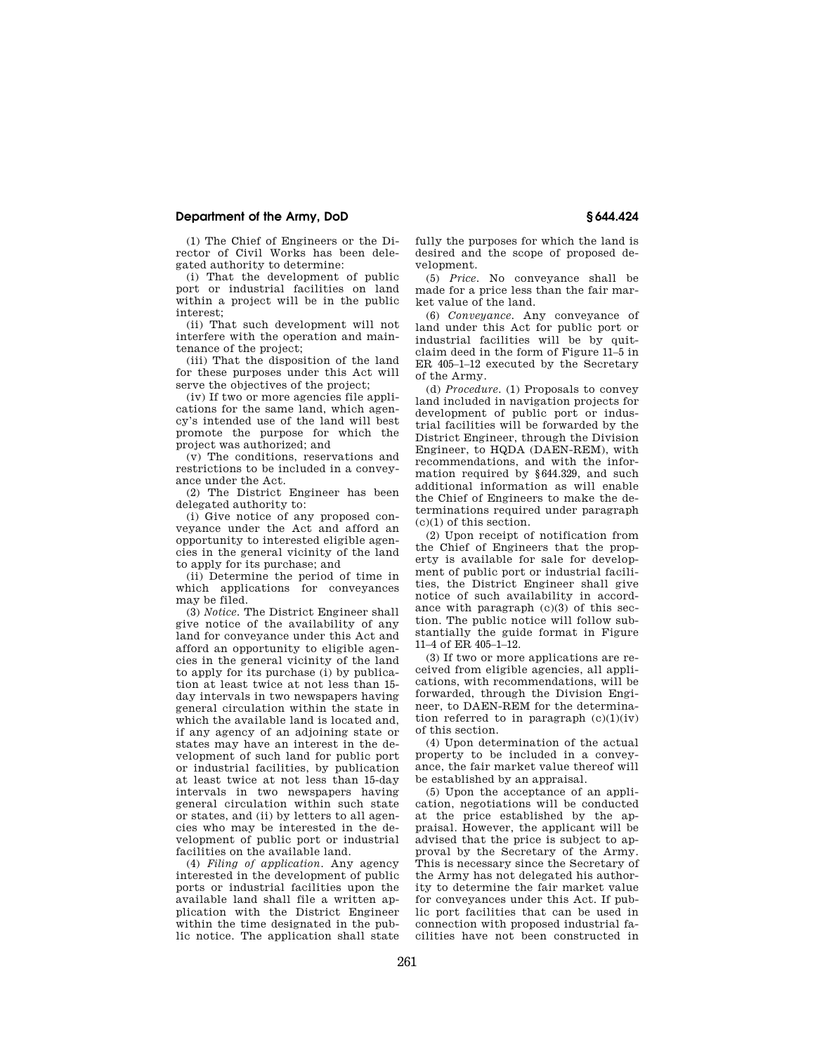(1) The Chief of Engineers or the Director of Civil Works has been delegated authority to determine:

(i) That the development of public port or industrial facilities on land within a project will be in the public interest;

(ii) That such development will not interfere with the operation and maintenance of the project;

(iii) That the disposition of the land for these purposes under this Act will serve the objectives of the project;

(iv) If two or more agencies file applications for the same land, which agency's intended use of the land will best promote the purpose for which the project was authorized; and

(v) The conditions, reservations and restrictions to be included in a conveyance under the Act.

(2) The District Engineer has been delegated authority to:

(i) Give notice of any proposed conveyance under the Act and afford an opportunity to interested eligible agencies in the general vicinity of the land to apply for its purchase; and

(ii) Determine the period of time in which applications for conveyances may be filed.

(3) *Notice.* The District Engineer shall give notice of the availability of any land for conveyance under this Act and afford an opportunity to eligible agencies in the general vicinity of the land to apply for its purchase (i) by publication at least twice at not less than 15-day intervals in two newspapers having general circulation within the state in which the available land is located and, if any agency of an adjoining state or states may have an interest in the development of such land for public port or industrial facilities, by publication at least twice at not less than 15-day intervals in two newspapers having general circulation within such state or states, and (ii) by letters to all agencies who may be interested in the development of public port or industrial facilities on the available land.

(4) *Filing of application.* Any agency interested in the development of public ports or industrial facilities upon the available land shall file a written application with the District Engineer within the time designated in the public notice. The application shall state fully the purposes for which the land is desired and the scope of proposed development.

(5) *Price.* No conveyance shall be made for a price less than the fair market value of the land.

(6) *Conveyance.* Any conveyance of land under this Act for public port or industrial facilities will be by quitclaim deed in the form of Figure 11–5 in ER 405–1–12 executed by the Secretary of the Army.

(d) *Procedure.* (1) Proposals to convey land included in navigation projects for development of public port or industrial facilities will be forwarded by the District Engineer, through the Division Engineer, to HQDA (DAEN-REM), with recommendations, and with the information required by §644.329, and such additional information as will enable the Chief of Engineers to make the determinations required under paragraph (c)(1) of this section.

(2) Upon receipt of notification from the Chief of Engineers that the property is available for sale for development of public port or industrial facilities, the District Engineer shall give notice of such availability in accordance with paragraph (c)(3) of this section. The public notice will follow substantially the guide format in Figure 11–4 of ER 405–1–12.

(3) If two or more applications are received from eligible agencies, all applications, with recommendations, will be forwarded, through the Division Engineer, to DAEN-REM for the determination referred to in paragraph (c)(1)(iv) of this section.

(4) Upon determination of the actual property to be included in a conveyance, the fair market value thereof will be established by an appraisal.

(5) Upon the acceptance of an application, negotiations will be conducted at the price established by the appraisal. However, the applicant will be advised that the price is subject to approval by the Secretary of the Army. This is necessary since the Secretary of the Army has not delegated his authority to determine the fair market value for conveyances under this Act. If public port facilities that can be used in connection with proposed industrial facilities have not been constructed in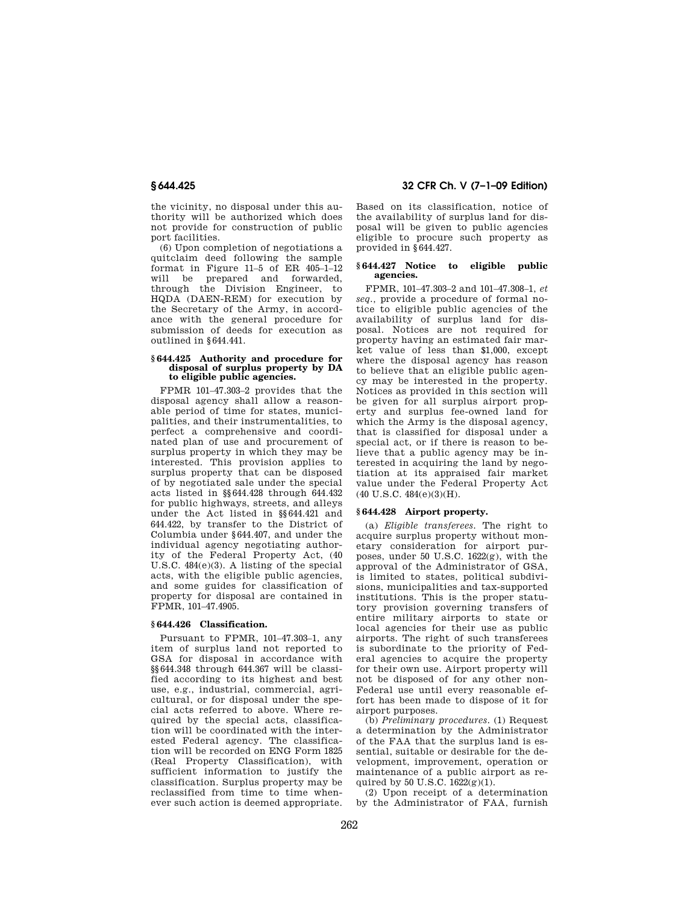the vicinity, no disposal under this authority will be authorized which does not provide for construction of public port facilities.

(6) Upon completion of negotiations a quitclaim deed following the sample format in Figure 11–5 of ER 405–1–12 will be prepared and forwarded, through the Division Engineer, to HQDA (DAEN-REM) for execution by the Secretary of the Army, in accordance with the general procedure for submission of deeds for execution as outlined in §644.441.

### §644.425 Authority and procedure for disposal of surplus property by DA to eligible public agencies.

FPMR 101–47.303–2 provides that the disposal agency shall allow a reasonable period of time for states, municipalities, and their instrumentalities, to perfect a comprehensive and coordinated plan of use and procurement of surplus property in which they may be interested. This provision applies to surplus property that can be disposed of by negotiated sale under the special acts listed in §§644.428 through 644.432 for public highways, streets, and alleys under the Act listed in §§644.421 and 644.422, by transfer to the District of Columbia under §644.407, and under the individual agency negotiating authority of the Federal Property Act, (40 U.S.C. 484(e)(3). A listing of the special acts, with the eligible public agencies, and some guides for classification of property for disposal are contained in FPMR, 101–47.4905.

### §644.426 Classification.

Pursuant to FPMR, 101–47.303–1, any item of surplus land not reported to GSA for disposal in accordance with §§644.348 through 644.367 will be classified according to its highest and best use, e.g., industrial, commercial, agricultural, or for disposal under the special acts referred to above. Where required by the special acts, classification will be coordinated with the interested Federal agency. The classification will be recorded on ENG Form 1825 (Real Property Classification), with sufficient information to justify the classification. Surplus property may be reclassified from time to time whenever such action is deemed appropriate. Based on its classification, notice of the availability of surplus land for disposal will be given to public agencies eligible to procure such property as provided in §644.427.

### §644.427 Notice to eligible public agencies.

FPMR, 101–47.303–2 and 101–47.308–1, *et seq.*, provide a procedure of formal notice to eligible public agencies of the availability of surplus land for disposal. Notices are not required for property having an estimated fair market value of less than $1,000, except where the disposal agency has reason to believe that an eligible public agency may be interested in the property. Notices as provided in this section will be given for all surplus airport property and surplus fee-owned land for which the Army is the disposal agency, that is classified for disposal under a special act, or if there is reason to believe that a public agency may be interested in acquiring the land by negotiation at its appraised fair market value under the Federal Property Act (40 U.S.C. 484(e)(3)(H).

### §644.428 Airport property.

(a) *Eligible transferees.* The right to acquire surplus property without monetary consideration for airport purposes, under 50 U.S.C. 1622(g), with the approval of the Administrator of GSA, is limited to states, political subdivisions, municipalities and tax-supported institutions. This is the proper statutory provision governing transfers of entire military airports to state or local agencies for their use as public airports. The right of such transferees is subordinate to the priority of Federal agencies to acquire the property for their own use. Airport property will not be disposed of for any other non-Federal use until every reasonable effort has been made to dispose of it for airport purposes.

(b) *Preliminary procedures.* (1) Request a determination by the Administrator of the FAA that the surplus land is essential, suitable or desirable for the development, improvement, operation or maintenance of a public airport as required by 50 U.S.C. 1622(g)(1).

(2) Upon receipt of a determination by the Administrator of FAA, furnish